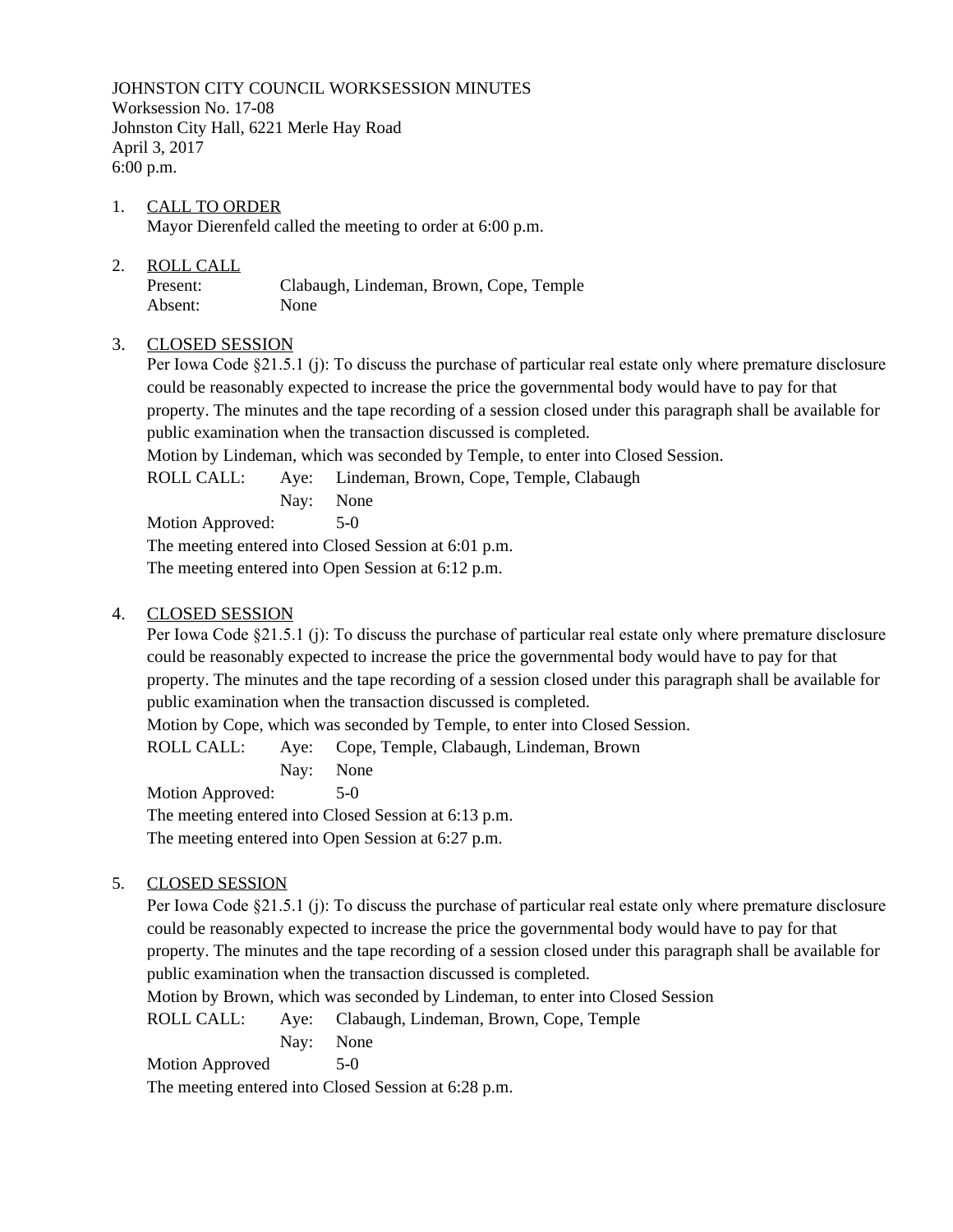JOHNSTON CITY COUNCIL WORKSESSION MINUTES
Worksession No. 17-08
Johnston City Hall, 6221 Merle Hay Road
April 3, 2017
6:00 p.m.

1. CALL TO ORDER
   Mayor Dierenfeld called the meeting to order at 6:00 p.m.

2. ROLL CALL
   Present: Clabaugh, Lindeman, Brown, Cope, Temple
   Absent: None

3. CLOSED SESSION
   Per Iowa Code §21.5.1 (j): To discuss the purchase of particular real estate only where premature disclosure could be reasonably expected to increase the price the governmental body would have to pay for that property. The minutes and the tape recording of a session closed under this paragraph shall be available for public examination when the transaction discussed is completed.
   Motion by Lindeman, which was seconded by Temple, to enter into Closed Session.
   ROLL CALL: Aye: Lindeman, Brown, Cope, Temple, Clabaugh
   Nay: None
   Motion Approved: 5-0
   The meeting entered into Closed Session at 6:01 p.m.
   The meeting entered into Open Session at 6:12 p.m.

4. CLOSED SESSION
   Per Iowa Code §21.5.1 (j): To discuss the purchase of particular real estate only where premature disclosure could be reasonably expected to increase the price the governmental body would have to pay for that property. The minutes and the tape recording of a session closed under this paragraph shall be available for public examination when the transaction discussed is completed.
   Motion by Cope, which was seconded by Temple, to enter into Closed Session.
   ROLL CALL: Aye: Cope, Temple, Clabaugh, Lindeman, Brown
   Nay: None
   Motion Approved: 5-0
   The meeting entered into Closed Session at 6:13 p.m.
   The meeting entered into Open Session at 6:27 p.m.

5. CLOSED SESSION
   Per Iowa Code §21.5.1 (j): To discuss the purchase of particular real estate only where premature disclosure could be reasonably expected to increase the price the governmental body would have to pay for that property. The minutes and the tape recording of a session closed under this paragraph shall be available for public examination when the transaction discussed is completed.
   Motion by Brown, which was seconded by Lindeman, to enter into Closed Session
   ROLL CALL: Aye: Clabaugh, Lindeman, Brown, Cope, Temple
   Nay: None
   Motion Approved 5-0
   The meeting entered into Closed Session at 6:28 p.m.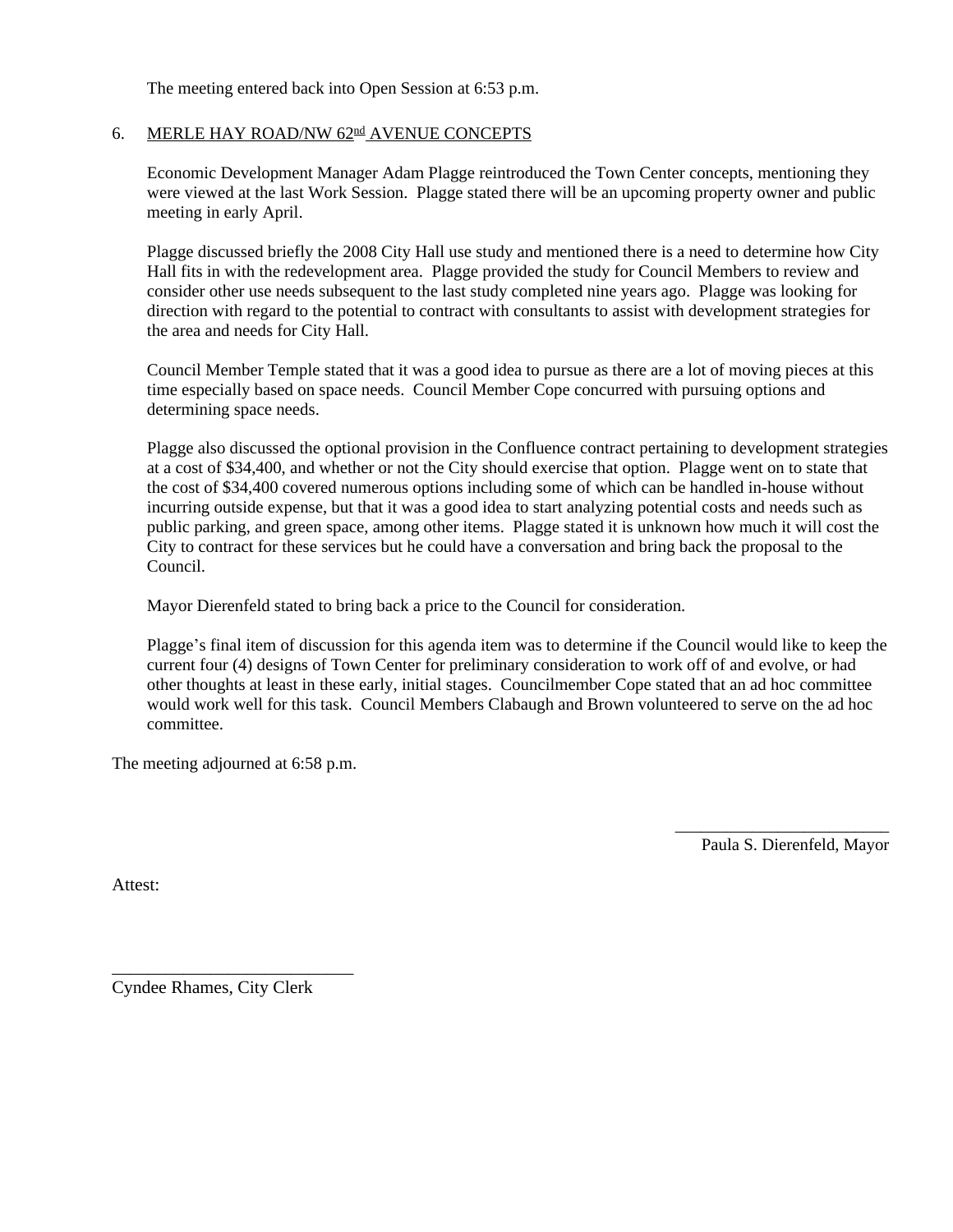The meeting entered back into Open Session at 6:53 p.m.

6. MERLE HAY ROAD/NW 62nd AVENUE CONCEPTS

Economic Development Manager Adam Plagge reintroduced the Town Center concepts, mentioning they were viewed at the last Work Session. Plagge stated there will be an upcoming property owner and public meeting in early April.

Plagge discussed briefly the 2008 City Hall use study and mentioned there is a need to determine how City Hall fits in with the redevelopment area. Plagge provided the study for Council Members to review and consider other use needs subsequent to the last study completed nine years ago. Plagge was looking for direction with regard to the potential to contract with consultants to assist with development strategies for the area and needs for City Hall.

Council Member Temple stated that it was a good idea to pursue as there are a lot of moving pieces at this time especially based on space needs. Council Member Cope concurred with pursuing options and determining space needs.

Plagge also discussed the optional provision in the Confluence contract pertaining to development strategies at a cost of $34,400, and whether or not the City should exercise that option. Plagge went on to state that the cost of $34,400 covered numerous options including some of which can be handled in-house without incurring outside expense, but that it was a good idea to start analyzing potential costs and needs such as public parking, and green space, among other items. Plagge stated it is unknown how much it will cost the City to contract for these services but he could have a conversation and bring back the proposal to the Council.

Mayor Dierenfeld stated to bring back a price to the Council for consideration.

Plagge's final item of discussion for this agenda item was to determine if the Council would like to keep the current four (4) designs of Town Center for preliminary consideration to work off of and evolve, or had other thoughts at least in these early, initial stages. Councilmember Cope stated that an ad hoc committee would work well for this task. Council Members Clabaugh and Brown volunteered to serve on the ad hoc committee.

The meeting adjourned at 6:58 p.m.

\_\_\_\_\_\_\_\_\_\_\_\_\_\_\_\_\_\_\_\_\_\_\_\_\_\_
Paula S. Dierenfeld, Mayor

Attest:

\_\_\_\_\_\_\_\_\_\_\_\_\_\_\_\_\_\_\_\_\_\_\_\_\_\_\_\_
Cyndee Rhames, City Clerk